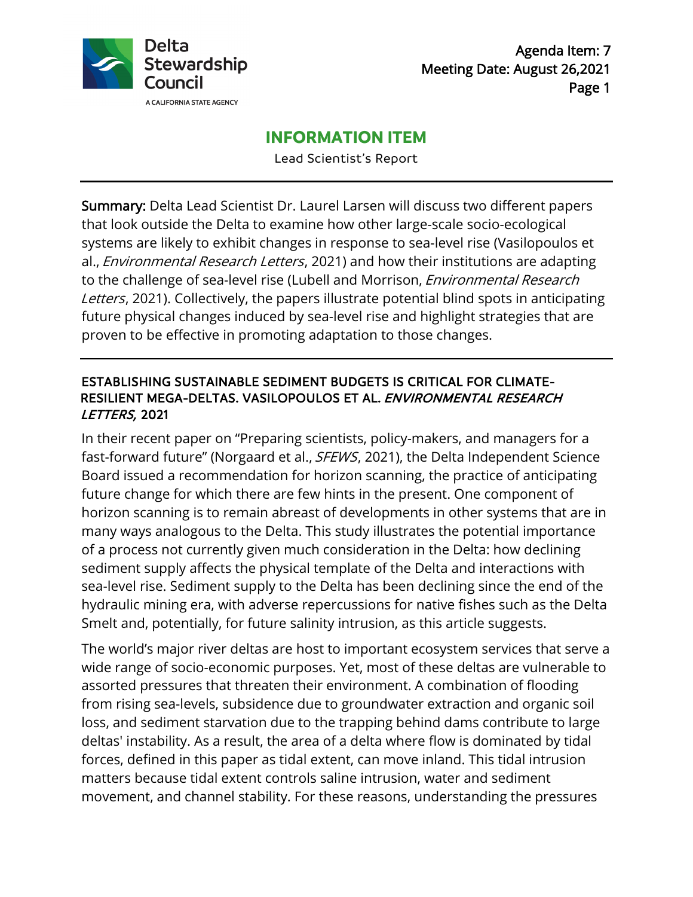Delta Stewardship Council

A CALIFORNIA STATE AGENCY

Agenda Item: 7
Meeting Date: August 26,2021

# INFORMATION ITEM

Lead Scientist's Report

**Summary:** Delta Lead Scientist Dr. Laurel Larsen will discuss two different papers that look outside the Delta to examine how other large-scale socio-ecological systems are likely to exhibit changes in response to sea-level rise (Vasilopoulos et al., *Environmental Research Letters*, 2021) and how their institutions are adapting to the challenge of sea-level rise (Lubell and Morrison, *Environmental Research Letters*, 2021). Collectively, the papers illustrate potential blind spots in anticipating future physical changes induced by sea-level rise and highlight strategies that are proven to be effective in promoting adaptation to those changes.

## ESTABLISHING SUSTAINABLE SEDIMENT BUDGETS IS CRITICAL FOR CLIMATE-RESILIENT MEGA-DELTAS. VASILOPOULOS ET AL. *ENVIRONMENTAL RESEARCH LETTERS,* 2021

In their recent paper on "Preparing scientists, policy-makers, and managers for a fast-forward future" (Norgaard et al., *SFEWS*, 2021), the Delta Independent Science Board issued a recommendation for horizon scanning, the practice of anticipating future change for which there are few hints in the present. One component of horizon scanning is to remain abreast of developments in other systems that are in many ways analogous to the Delta. This study illustrates the potential importance of a process not currently given much consideration in the Delta: how declining sediment supply affects the physical template of the Delta and interactions with sea-level rise. Sediment supply to the Delta has been declining since the end of the hydraulic mining era, with adverse repercussions for native fishes such as the Delta Smelt and, potentially, for future salinity intrusion, as this article suggests.

The world's major river deltas are host to important ecosystem services that serve a wide range of socio-economic purposes. Yet, most of these deltas are vulnerable to assorted pressures that threaten their environment. A combination of flooding from rising sea-levels, subsidence due to groundwater extraction and organic soil loss, and sediment starvation due to the trapping behind dams contribute to large deltas' instability. As a result, the area of a delta where flow is dominated by tidal forces, defined in this paper as tidal extent, can move inland. This tidal intrusion matters because tidal extent controls saline intrusion, water and sediment movement, and channel stability. For these reasons, understanding the pressures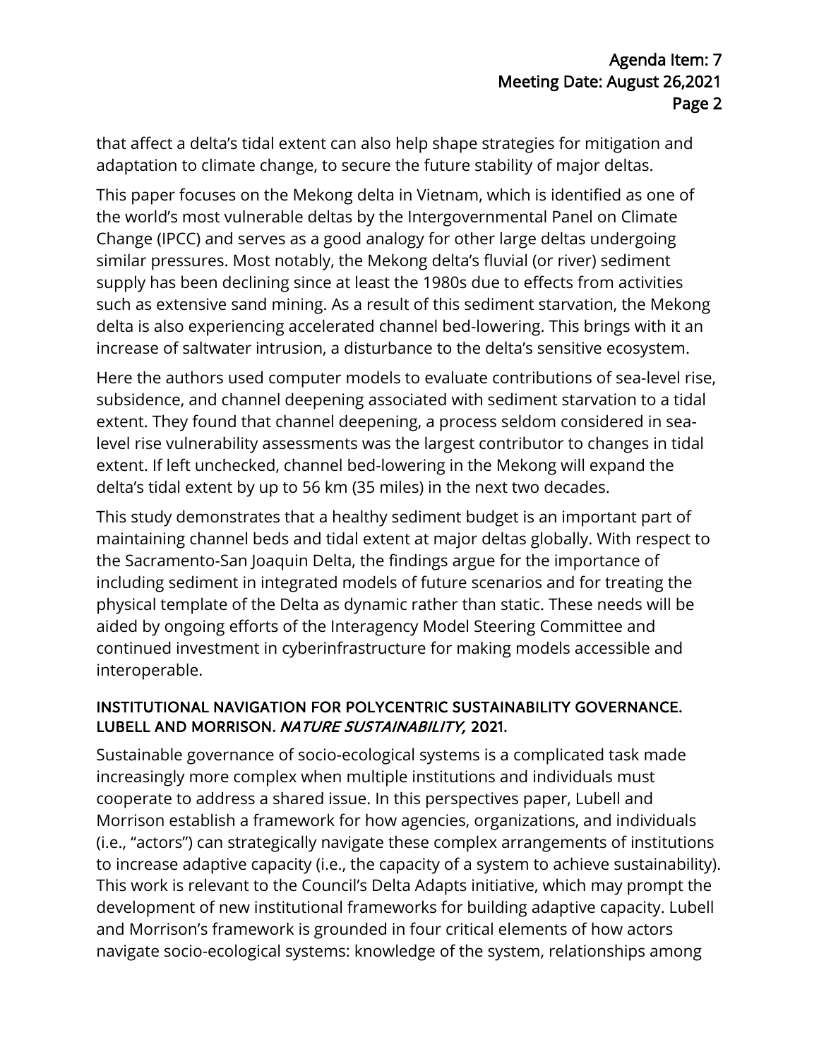that affect a delta's tidal extent can also help shape strategies for mitigation and adaptation to climate change, to secure the future stability of major deltas.

This paper focuses on the Mekong delta in Vietnam, which is identified as one of the world's most vulnerable deltas by the Intergovernmental Panel on Climate Change (IPCC) and serves as a good analogy for other large deltas undergoing similar pressures. Most notably, the Mekong delta's fluvial (or river) sediment supply has been declining since at least the 1980s due to effects from activities such as extensive sand mining. As a result of this sediment starvation, the Mekong delta is also experiencing accelerated channel bed-lowering. This brings with it an increase of saltwater intrusion, a disturbance to the delta's sensitive ecosystem.

Here the authors used computer models to evaluate contributions of sea-level rise, subsidence, and channel deepening associated with sediment starvation to a tidal extent. They found that channel deepening, a process seldom considered in sea-level rise vulnerability assessments was the largest contributor to changes in tidal extent. If left unchecked, channel bed-lowering in the Mekong will expand the delta's tidal extent by up to 56 km (35 miles) in the next two decades.

This study demonstrates that a healthy sediment budget is an important part of maintaining channel beds and tidal extent at major deltas globally. With respect to the Sacramento-San Joaquin Delta, the findings argue for the importance of including sediment in integrated models of future scenarios and for treating the physical template of the Delta as dynamic rather than static. These needs will be aided by ongoing efforts of the Interagency Model Steering Committee and continued investment in cyberinfrastructure for making models accessible and interoperable.

### INSTITUTIONAL NAVIGATION FOR POLYCENTRIC SUSTAINABILITY GOVERNANCE. LUBELL AND MORRISON. *NATURE SUSTAINABILITY,* 2021.

Sustainable governance of socio-ecological systems is a complicated task made increasingly more complex when multiple institutions and individuals must cooperate to address a shared issue. In this perspectives paper, Lubell and Morrison establish a framework for how agencies, organizations, and individuals (i.e., "actors") can strategically navigate these complex arrangements of institutions to increase adaptive capacity (i.e., the capacity of a system to achieve sustainability). This work is relevant to the Council's Delta Adapts initiative, which may prompt the development of new institutional frameworks for building adaptive capacity. Lubell and Morrison's framework is grounded in four critical elements of how actors navigate socio-ecological systems: knowledge of the system, relationships among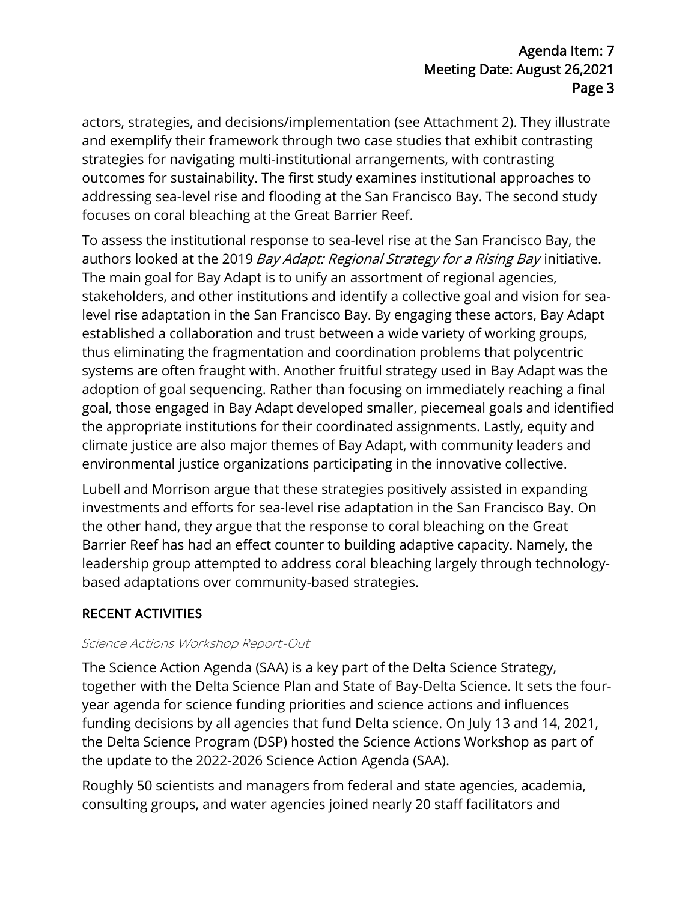actors, strategies, and decisions/implementation (see Attachment 2). They illustrate and exemplify their framework through two case studies that exhibit contrasting strategies for navigating multi-institutional arrangements, with contrasting outcomes for sustainability. The first study examines institutional approaches to addressing sea-level rise and flooding at the San Francisco Bay. The second study focuses on coral bleaching at the Great Barrier Reef.

To assess the institutional response to sea-level rise at the San Francisco Bay, the authors looked at the 2019 *Bay Adapt: Regional Strategy for a Rising Bay* initiative. The main goal for Bay Adapt is to unify an assortment of regional agencies, stakeholders, and other institutions and identify a collective goal and vision for sea-level rise adaptation in the San Francisco Bay. By engaging these actors, Bay Adapt established a collaboration and trust between a wide variety of working groups, thus eliminating the fragmentation and coordination problems that polycentric systems are often fraught with. Another fruitful strategy used in Bay Adapt was the adoption of goal sequencing. Rather than focusing on immediately reaching a final goal, those engaged in Bay Adapt developed smaller, piecemeal goals and identified the appropriate institutions for their coordinated assignments. Lastly, equity and climate justice are also major themes of Bay Adapt, with community leaders and environmental justice organizations participating in the innovative collective.

Lubell and Morrison argue that these strategies positively assisted in expanding investments and efforts for sea-level rise adaptation in the San Francisco Bay. On the other hand, they argue that the response to coral bleaching on the Great Barrier Reef has had an effect counter to building adaptive capacity. Namely, the leadership group attempted to address coral bleaching largely through technology-based adaptations over community-based strategies.

## RECENT ACTIVITIES

### *Science Actions Workshop Report-Out*

The Science Action Agenda (SAA) is a key part of the Delta Science Strategy, together with the Delta Science Plan and State of Bay-Delta Science. It sets the four-year agenda for science funding priorities and science actions and influences funding decisions by all agencies that fund Delta science. On July 13 and 14, 2021, the Delta Science Program (DSP) hosted the Science Actions Workshop as part of the update to the 2022-2026 Science Action Agenda (SAA).

Roughly 50 scientists and managers from federal and state agencies, academia, consulting groups, and water agencies joined nearly 20 staff facilitators and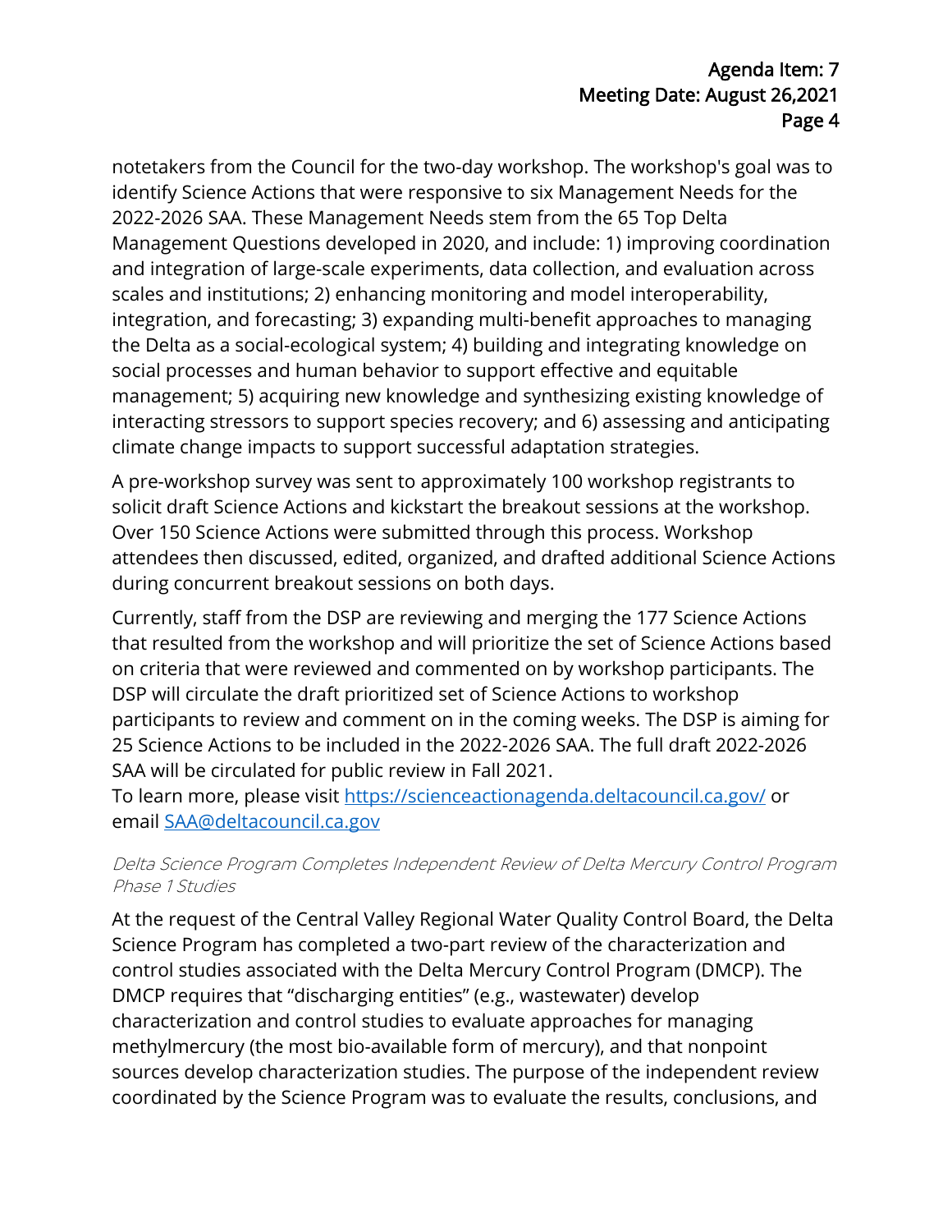notetakers from the Council for the two-day workshop. The workshop's goal was to identify Science Actions that were responsive to six Management Needs for the 2022-2026 SAA. These Management Needs stem from the 65 Top Delta Management Questions developed in 2020, and include: 1) improving coordination and integration of large-scale experiments, data collection, and evaluation across scales and institutions; 2) enhancing monitoring and model interoperability, integration, and forecasting; 3) expanding multi-benefit approaches to managing the Delta as a social-ecological system; 4) building and integrating knowledge on social processes and human behavior to support effective and equitable management; 5) acquiring new knowledge and synthesizing existing knowledge of interacting stressors to support species recovery; and 6) assessing and anticipating climate change impacts to support successful adaptation strategies.

A pre-workshop survey was sent to approximately 100 workshop registrants to solicit draft Science Actions and kickstart the breakout sessions at the workshop. Over 150 Science Actions were submitted through this process. Workshop attendees then discussed, edited, organized, and drafted additional Science Actions during concurrent breakout sessions on both days.

Currently, staff from the DSP are reviewing and merging the 177 Science Actions that resulted from the workshop and will prioritize the set of Science Actions based on criteria that were reviewed and commented on by workshop participants. The DSP will circulate the draft prioritized set of Science Actions to workshop participants to review and comment on in the coming weeks. The DSP is aiming for 25 Science Actions to be included in the 2022-2026 SAA. The full draft 2022-2026 SAA will be circulated for public review in Fall 2021.
To learn more, please visit [https://scienceactionagenda.deltacouncil.ca.gov/](https://scienceactionagenda.deltacouncil.ca.gov/) or email [SAA@deltacouncil.ca.gov](mailto:SAA@deltacouncil.ca.gov)

*Delta Science Program Completes Independent Review of Delta Mercury Control Program Phase 1 Studies*

At the request of the Central Valley Regional Water Quality Control Board, the Delta Science Program has completed a two-part review of the characterization and control studies associated with the Delta Mercury Control Program (DMCP). The DMCP requires that "discharging entities" (e.g., wastewater) develop characterization and control studies to evaluate approaches for managing methylmercury (the most bio-available form of mercury), and that nonpoint sources develop characterization studies. The purpose of the independent review coordinated by the Science Program was to evaluate the results, conclusions, and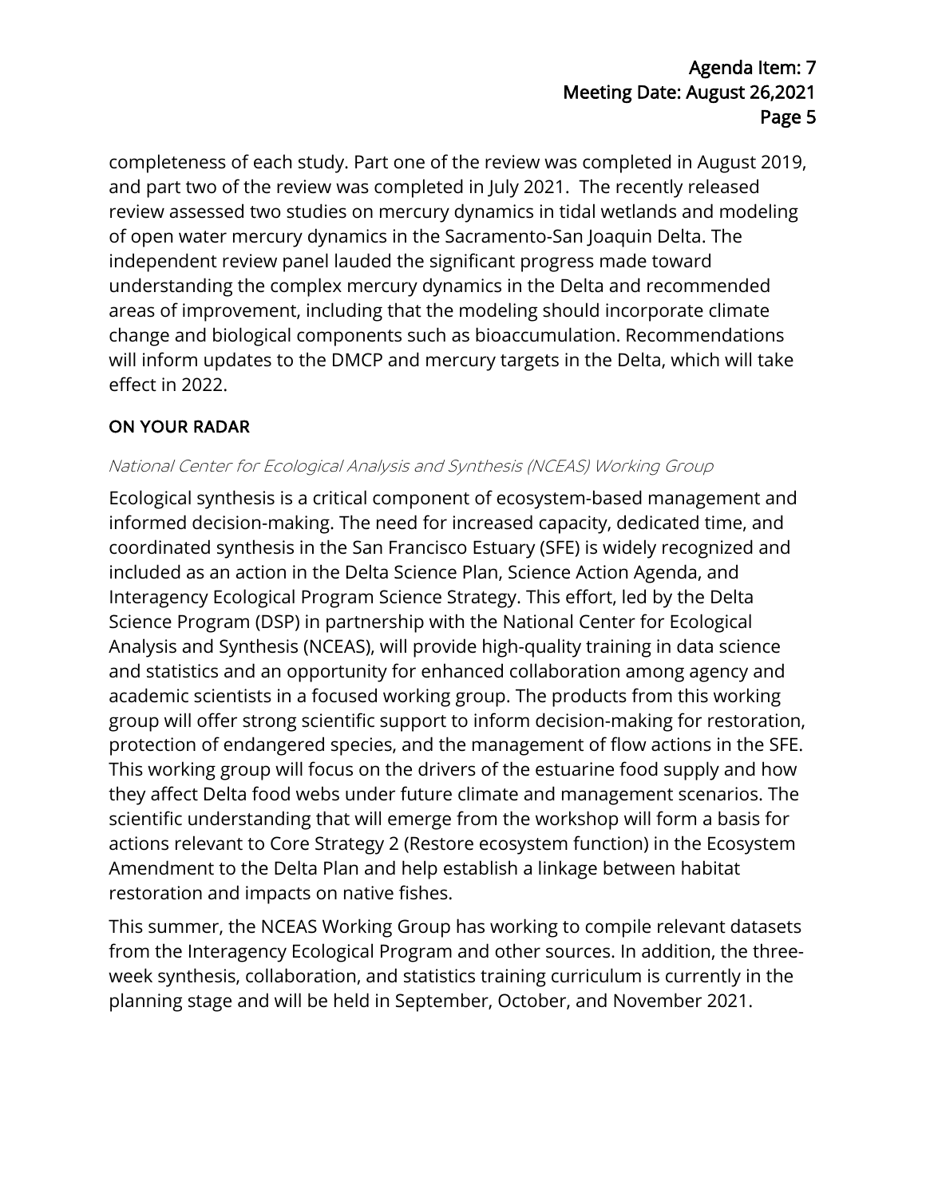completeness of each study. Part one of the review was completed in August 2019, and part two of the review was completed in July 2021. The recently released review assessed two studies on mercury dynamics in tidal wetlands and modeling of open water mercury dynamics in the Sacramento-San Joaquin Delta. The independent review panel lauded the significant progress made toward understanding the complex mercury dynamics in the Delta and recommended areas of improvement, including that the modeling should incorporate climate change and biological components such as bioaccumulation. Recommendations will inform updates to the DMCP and mercury targets in the Delta, which will take effect in 2022.

## ON YOUR RADAR

### *National Center for Ecological Analysis and Synthesis (NCEAS) Working Group*

Ecological synthesis is a critical component of ecosystem-based management and informed decision-making. The need for increased capacity, dedicated time, and coordinated synthesis in the San Francisco Estuary (SFE) is widely recognized and included as an action in the Delta Science Plan, Science Action Agenda, and Interagency Ecological Program Science Strategy. This effort, led by the Delta Science Program (DSP) in partnership with the National Center for Ecological Analysis and Synthesis (NCEAS), will provide high-quality training in data science and statistics and an opportunity for enhanced collaboration among agency and academic scientists in a focused working group. The products from this working group will offer strong scientific support to inform decision-making for restoration, protection of endangered species, and the management of flow actions in the SFE. This working group will focus on the drivers of the estuarine food supply and how they affect Delta food webs under future climate and management scenarios. The scientific understanding that will emerge from the workshop will form a basis for actions relevant to Core Strategy 2 (Restore ecosystem function) in the Ecosystem Amendment to the Delta Plan and help establish a linkage between habitat restoration and impacts on native fishes.

This summer, the NCEAS Working Group has working to compile relevant datasets from the Interagency Ecological Program and other sources. In addition, the three-week synthesis, collaboration, and statistics training curriculum is currently in the planning stage and will be held in September, October, and November 2021.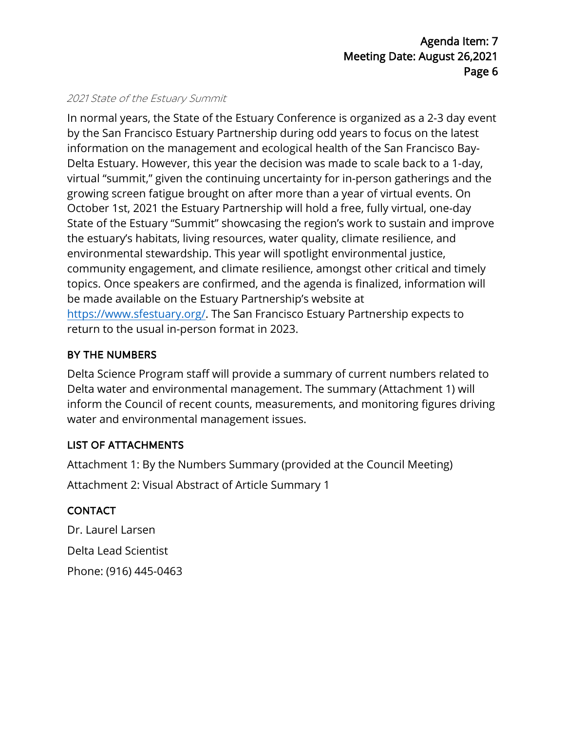*2021 State of the Estuary Summit*

In normal years, the State of the Estuary Conference is organized as a 2-3 day event by the San Francisco Estuary Partnership during odd years to focus on the latest information on the management and ecological health of the San Francisco Bay-Delta Estuary. However, this year the decision was made to scale back to a 1-day, virtual "summit," given the continuing uncertainty for in-person gatherings and the growing screen fatigue brought on after more than a year of virtual events. On October 1st, 2021 the Estuary Partnership will hold a free, fully virtual, one-day State of the Estuary "Summit" showcasing the region's work to sustain and improve the estuary's habitats, living resources, water quality, climate resilience, and environmental stewardship. This year will spotlight environmental justice, community engagement, and climate resilience, amongst other critical and timely topics. Once speakers are confirmed, and the agenda is finalized, information will be made available on the Estuary Partnership's website at https://www.sfestuary.org/. The San Francisco Estuary Partnership expects to return to the usual in-person format in 2023.

## BY THE NUMBERS

Delta Science Program staff will provide a summary of current numbers related to Delta water and environmental management. The summary (Attachment 1) will inform the Council of recent counts, measurements, and monitoring figures driving water and environmental management issues.

## LIST OF ATTACHMENTS

Attachment 1: By the Numbers Summary (provided at the Council Meeting)

Attachment 2: Visual Abstract of Article Summary 1

## CONTACT

Dr. Laurel Larsen

Delta Lead Scientist

Phone: (916) 445-0463